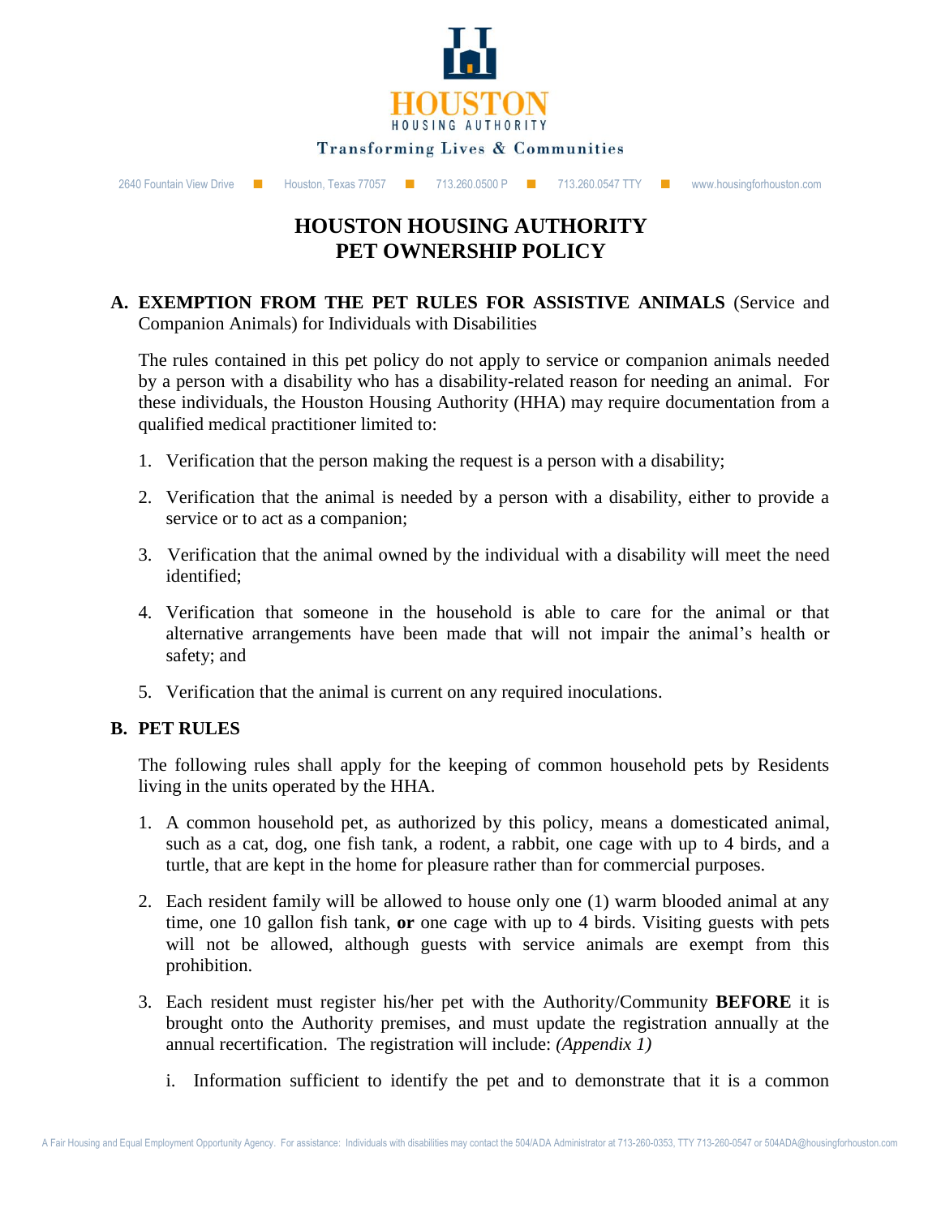HOUSTON HOUSING AUTHORITY

Transforming Lives & Communities

2640 Fountain View Drive ■ Houston, Texas 77057 ■ 713.260.0500 P ■ 713.260.0547 TTY ■ www.housingforhouston.com

# HOUSTON HOUSING AUTHORITY
# PET OWNERSHIP POLICY

## A. EXEMPTION FROM THE PET RULES FOR ASSISTIVE ANIMALS (Service and Companion Animals) for Individuals with Disabilities

The rules contained in this pet policy do not apply to service or companion animals needed by a person with a disability who has a disability-related reason for needing an animal. For these individuals, the Houston Housing Authority (HHA) may require documentation from a qualified medical practitioner limited to:

1. Verification that the person making the request is a person with a disability;
2. Verification that the animal is needed by a person with a disability, either to provide a service or to act as a companion;
3. Verification that the animal owned by the individual with a disability will meet the need identified;
4. Verification that someone in the household is able to care for the animal or that alternative arrangements have been made that will not impair the animal's health or safety; and
5. Verification that the animal is current on any required inoculations.

## B. PET RULES

The following rules shall apply for the keeping of common household pets by Residents living in the units operated by the HHA.

1. A common household pet, as authorized by this policy, means a domesticated animal, such as a cat, dog, one fish tank, a rodent, a rabbit, one cage with up to 4 birds, and a turtle, that are kept in the home for pleasure rather than for commercial purposes.
2. Each resident family will be allowed to house only one (1) warm blooded animal at any time, one 10 gallon fish tank, **or** one cage with up to 4 birds. Visiting guests with pets will not be allowed, although guests with service animals are exempt from this prohibition.
3. Each resident must register his/her pet with the Authority/Community **BEFORE** it is brought onto the Authority premises, and must update the registration annually at the annual recertification. The registration will include: *(Appendix 1)*

   i. Information sufficient to identify the pet and to demonstrate that it is a common

A Fair Housing and Equal Employment Opportunity Agency. For assistance: Individuals with disabilities may contact the 504/ADA Administrator at 713-260-0353, TTY 713-260-0547 or 504ADA@housingforhouston.com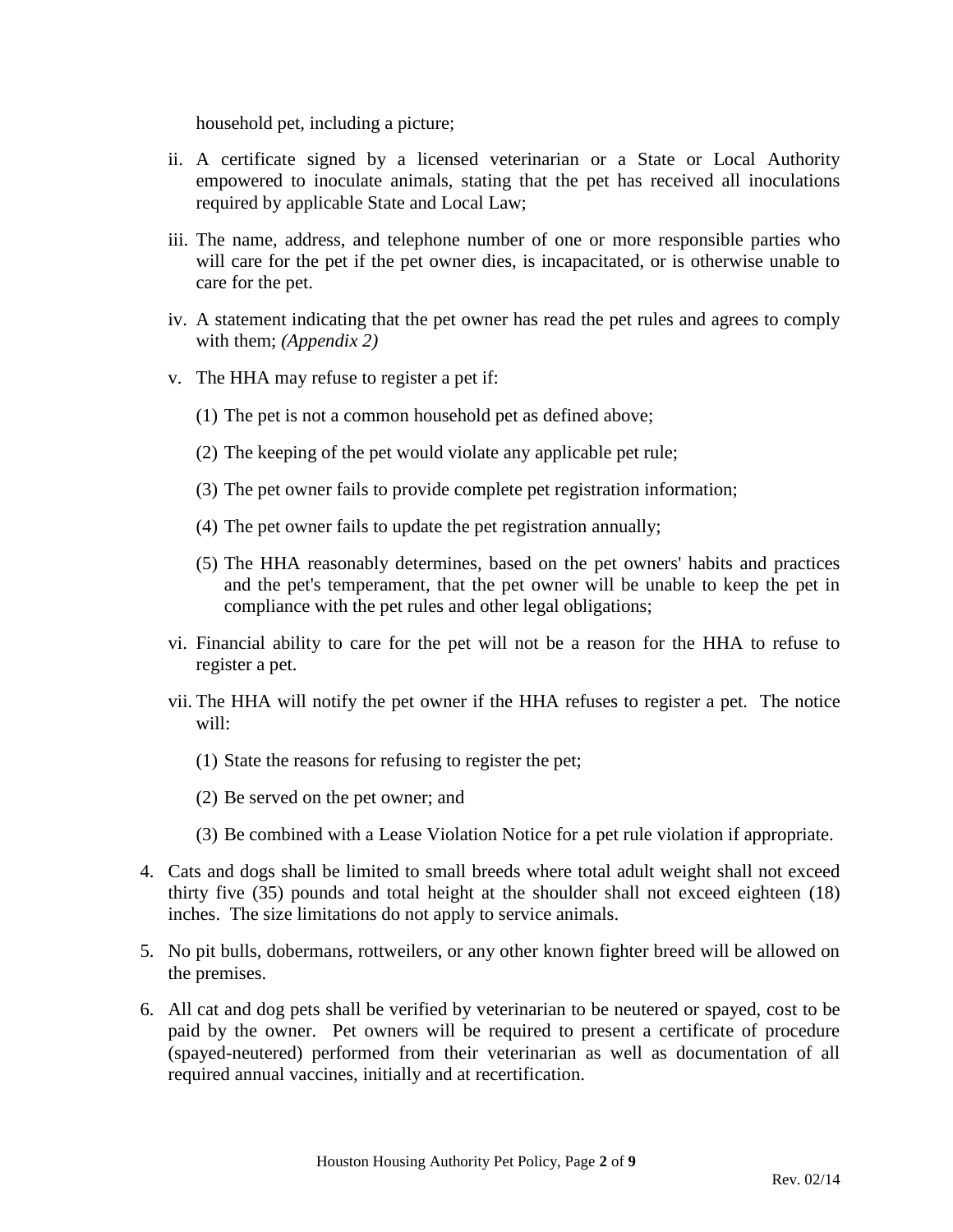household pet, including a picture;

ii. A certificate signed by a licensed veterinarian or a State or Local Authority empowered to inoculate animals, stating that the pet has received all inoculations required by applicable State and Local Law;

iii. The name, address, and telephone number of one or more responsible parties who will care for the pet if the pet owner dies, is incapacitated, or is otherwise unable to care for the pet.

iv. A statement indicating that the pet owner has read the pet rules and agrees to comply with them; *(Appendix 2)*

v. The HHA may refuse to register a pet if:

   (1) The pet is not a common household pet as defined above;

   (2) The keeping of the pet would violate any applicable pet rule;

   (3) The pet owner fails to provide complete pet registration information;

   (4) The pet owner fails to update the pet registration annually;

   (5) The HHA reasonably determines, based on the pet owners' habits and practices and the pet's temperament, that the pet owner will be unable to keep the pet in compliance with the pet rules and other legal obligations;

vi. Financial ability to care for the pet will not be a reason for the HHA to refuse to register a pet.

vii. The HHA will notify the pet owner if the HHA refuses to register a pet. The notice will:

   (1) State the reasons for refusing to register the pet;

   (2) Be served on the pet owner; and

   (3) Be combined with a Lease Violation Notice for a pet rule violation if appropriate.

4. Cats and dogs shall be limited to small breeds where total adult weight shall not exceed thirty five (35) pounds and total height at the shoulder shall not exceed eighteen (18) inches. The size limitations do not apply to service animals.

5. No pit bulls, dobermans, rottweilers, or any other known fighter breed will be allowed on the premises.

6. All cat and dog pets shall be verified by veterinarian to be neutered or spayed, cost to be paid by the owner. Pet owners will be required to present a certificate of procedure (spayed-neutered) performed from their veterinarian as well as documentation of all required annual vaccines, initially and at recertification.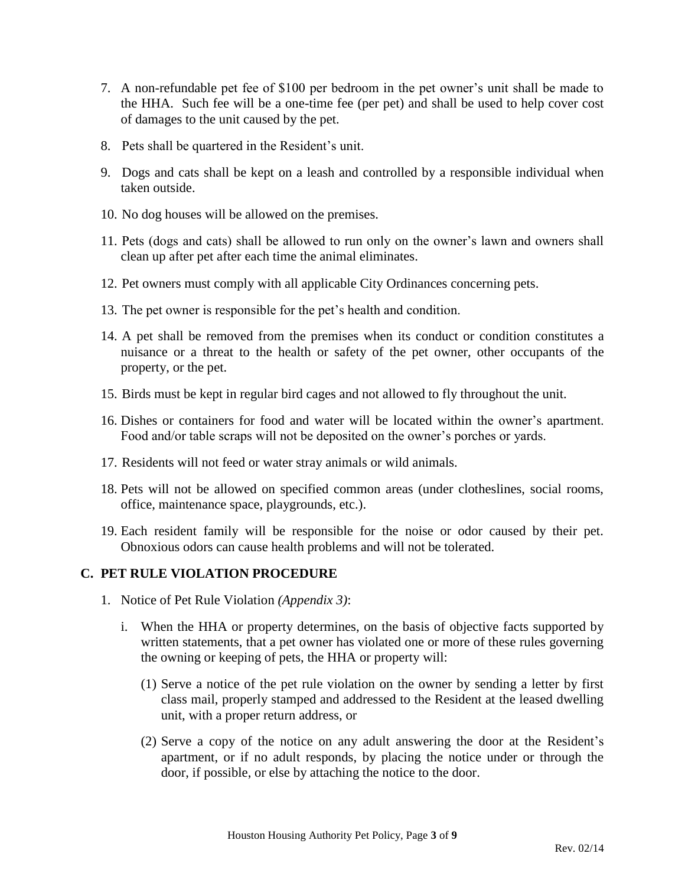7. A non-refundable pet fee of $100 per bedroom in the pet owner's unit shall be made to the HHA. Such fee will be a one-time fee (per pet) and shall be used to help cover cost of damages to the unit caused by the pet.

8. Pets shall be quartered in the Resident's unit.

9. Dogs and cats shall be kept on a leash and controlled by a responsible individual when taken outside.

10. No dog houses will be allowed on the premises.

11. Pets (dogs and cats) shall be allowed to run only on the owner's lawn and owners shall clean up after pet after each time the animal eliminates.

12. Pet owners must comply with all applicable City Ordinances concerning pets.

13. The pet owner is responsible for the pet's health and condition.

14. A pet shall be removed from the premises when its conduct or condition constitutes a nuisance or a threat to the health or safety of the pet owner, other occupants of the property, or the pet.

15. Birds must be kept in regular bird cages and not allowed to fly throughout the unit.

16. Dishes or containers for food and water will be located within the owner's apartment. Food and/or table scraps will not be deposited on the owner's porches or yards.

17. Residents will not feed or water stray animals or wild animals.

18. Pets will not be allowed on specified common areas (under clotheslines, social rooms, office, maintenance space, playgrounds, etc.).

19. Each resident family will be responsible for the noise or odor caused by their pet. Obnoxious odors can cause health problems and will not be tolerated.

## C. PET RULE VIOLATION PROCEDURE

1. Notice of Pet Rule Violation *(Appendix 3)*:

   i. When the HHA or property determines, on the basis of objective facts supported by written statements, that a pet owner has violated one or more of these rules governing the owning or keeping of pets, the HHA or property will:

      (1) Serve a notice of the pet rule violation on the owner by sending a letter by first class mail, properly stamped and addressed to the Resident at the leased dwelling unit, with a proper return address, or

      (2) Serve a copy of the notice on any adult answering the door at the Resident's apartment, or if no adult responds, by placing the notice under or through the door, if possible, or else by attaching the notice to the door.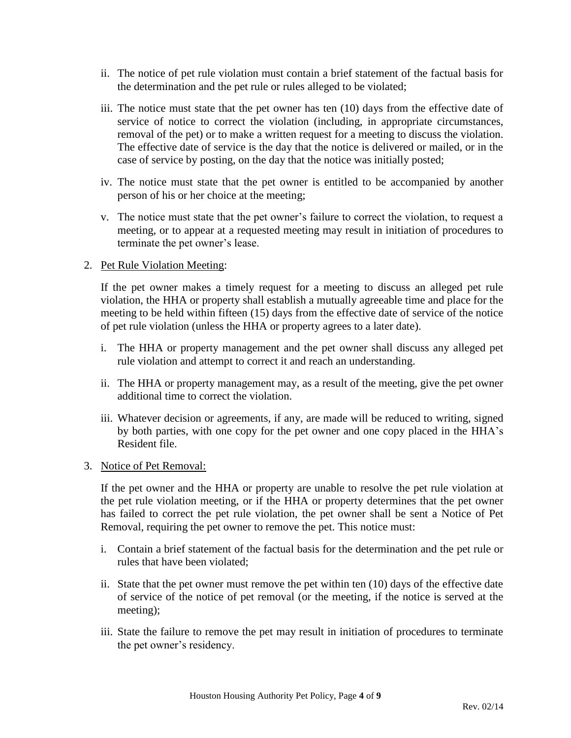ii. The notice of pet rule violation must contain a brief statement of the factual basis for the determination and the pet rule or rules alleged to be violated;

iii. The notice must state that the pet owner has ten (10) days from the effective date of service of notice to correct the violation (including, in appropriate circumstances, removal of the pet) or to make a written request for a meeting to discuss the violation. The effective date of service is the day that the notice is delivered or mailed, or in the case of service by posting, on the day that the notice was initially posted;

iv. The notice must state that the pet owner is entitled to be accompanied by another person of his or her choice at the meeting;

v. The notice must state that the pet owner's failure to correct the violation, to request a meeting, or to appear at a requested meeting may result in initiation of procedures to terminate the pet owner's lease.

2. Pet Rule Violation Meeting:

   If the pet owner makes a timely request for a meeting to discuss an alleged pet rule violation, the HHA or property shall establish a mutually agreeable time and place for the meeting to be held within fifteen (15) days from the effective date of service of the notice of pet rule violation (unless the HHA or property agrees to a later date).

   i. The HHA or property management and the pet owner shall discuss any alleged pet rule violation and attempt to correct it and reach an understanding.

   ii. The HHA or property management may, as a result of the meeting, give the pet owner additional time to correct the violation.

   iii. Whatever decision or agreements, if any, are made will be reduced to writing, signed by both parties, with one copy for the pet owner and one copy placed in the HHA's Resident file.

3. Notice of Pet Removal:

   If the pet owner and the HHA or property are unable to resolve the pet rule violation at the pet rule violation meeting, or if the HHA or property determines that the pet owner has failed to correct the pet rule violation, the pet owner shall be sent a Notice of Pet Removal, requiring the pet owner to remove the pet. This notice must:

   i. Contain a brief statement of the factual basis for the determination and the pet rule or rules that have been violated;

   ii. State that the pet owner must remove the pet within ten (10) days of the effective date of service of the notice of pet removal (or the meeting, if the notice is served at the meeting);

   iii. State the failure to remove the pet may result in initiation of procedures to terminate the pet owner's residency.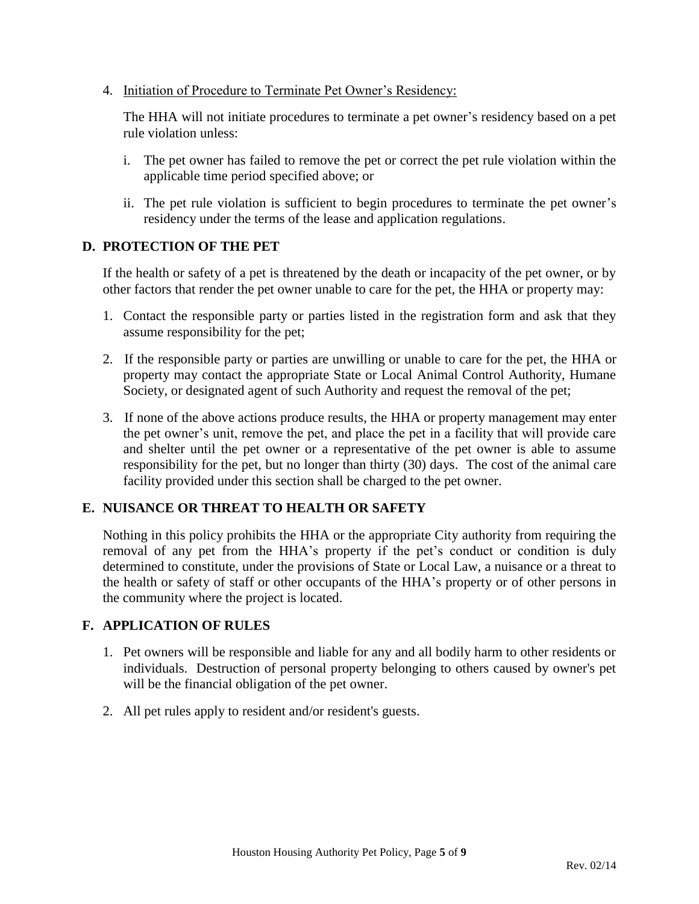4. Initiation of Procedure to Terminate Pet Owner's Residency:

   The HHA will not initiate procedures to terminate a pet owner's residency based on a pet rule violation unless:

   i. The pet owner has failed to remove the pet or correct the pet rule violation within the applicable time period specified above; or

   ii. The pet rule violation is sufficient to begin procedures to terminate the pet owner's residency under the terms of the lease and application regulations.

### D. PROTECTION OF THE PET

If the health or safety of a pet is threatened by the death or incapacity of the pet owner, or by other factors that render the pet owner unable to care for the pet, the HHA or property may:

1. Contact the responsible party or parties listed in the registration form and ask that they assume responsibility for the pet;

2. If the responsible party or parties are unwilling or unable to care for the pet, the HHA or property may contact the appropriate State or Local Animal Control Authority, Humane Society, or designated agent of such Authority and request the removal of the pet;

3. If none of the above actions produce results, the HHA or property management may enter the pet owner's unit, remove the pet, and place the pet in a facility that will provide care and shelter until the pet owner or a representative of the pet owner is able to assume responsibility for the pet, but no longer than thirty (30) days. The cost of the animal care facility provided under this section shall be charged to the pet owner.

### E. NUISANCE OR THREAT TO HEALTH OR SAFETY

Nothing in this policy prohibits the HHA or the appropriate City authority from requiring the removal of any pet from the HHA's property if the pet's conduct or condition is duly determined to constitute, under the provisions of State or Local Law, a nuisance or a threat to the health or safety of staff or other occupants of the HHA's property or of other persons in the community where the project is located.

### F. APPLICATION OF RULES

1. Pet owners will be responsible and liable for any and all bodily harm to other residents or individuals. Destruction of personal property belonging to others caused by owner's pet will be the financial obligation of the pet owner.

2. All pet rules apply to resident and/or resident's guests.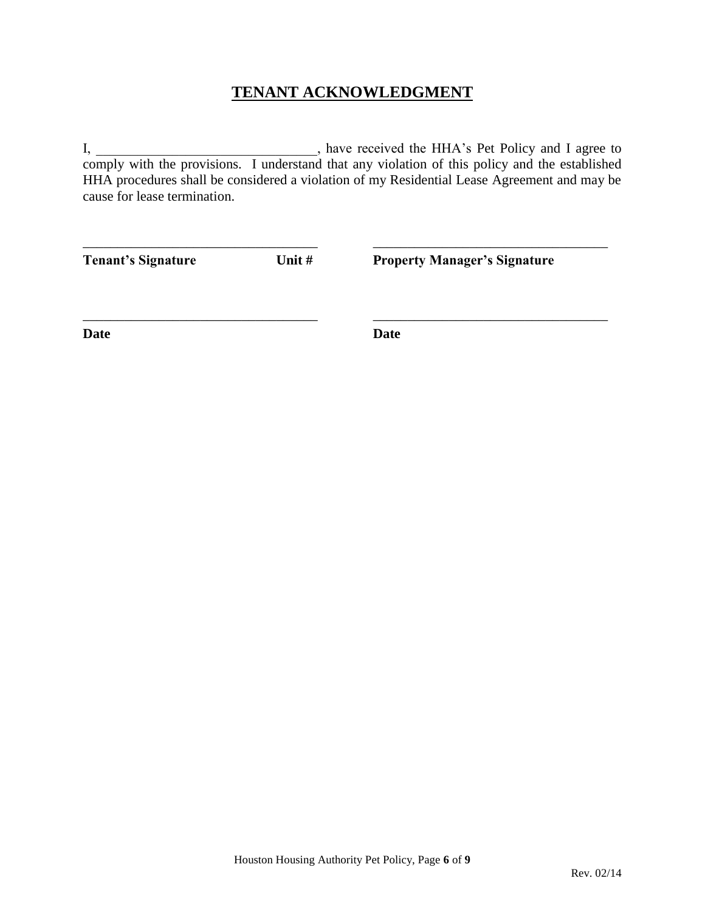# TENANT ACKNOWLEDGMENT

I, ________________________________, have received the HHA's Pet Policy and I agree to comply with the provisions. I understand that any violation of this policy and the established HHA procedures shall be considered a violation of my Residential Lease Agreement and may be cause for lease termination.

___________________________________ ___________________________________

**Tenant's Signature Unit #** **Property Manager's Signature**

___________________________________ ___________________________________

**Date** **Date**

Rev. 02/14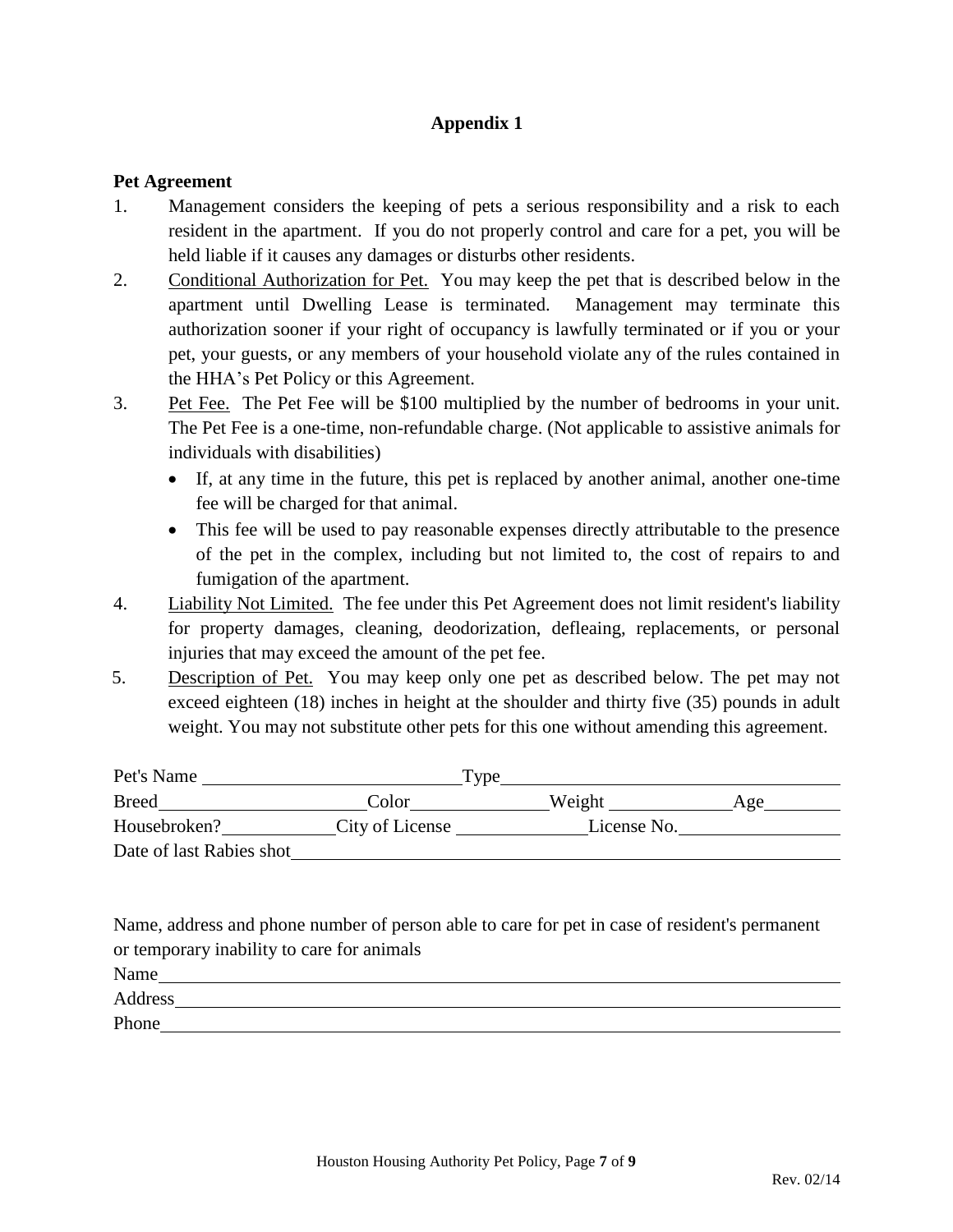# Appendix 1

**Pet Agreement**

1. Management considers the keeping of pets a serious responsibility and a risk to each resident in the apartment. If you do not properly control and care for a pet, you will be held liable if it causes any damages or disturbs other residents.
2. Conditional Authorization for Pet. You may keep the pet that is described below in the apartment until Dwelling Lease is terminated. Management may terminate this authorization sooner if your right of occupancy is lawfully terminated or if you or your pet, your guests, or any members of your household violate any of the rules contained in the HHA's Pet Policy or this Agreement.
3. Pet Fee. The Pet Fee will be $100 multiplied by the number of bedrooms in your unit. The Pet Fee is a one-time, non-refundable charge. (Not applicable to assistive animals for individuals with disabilities)
   - If, at any time in the future, this pet is replaced by another animal, another one-time fee will be charged for that animal.
   - This fee will be used to pay reasonable expenses directly attributable to the presence of the pet in the complex, including but not limited to, the cost of repairs to and fumigation of the apartment.
4. Liability Not Limited. The fee under this Pet Agreement does not limit resident's liability for property damages, cleaning, deodorization, defleaing, replacements, or personal injuries that may exceed the amount of the pet fee.
5. Description of Pet. You may keep only one pet as described below. The pet may not exceed eighteen (18) inches in height at the shoulder and thirty five (35) pounds in adult weight. You may not substitute other pets for this one without amending this agreement.

Pet's Name ____________________ Type ____________________

Breed ____________ Color ____________ Weight ____________ Age ________

Housebroken? ________ City of License ____________ License No. ____________

Date of last Rabies shot ________________________________

Name, address and phone number of person able to care for pet in case of resident's permanent or temporary inability to care for animals

Name ________________________________________

Address ________________________________________

Phone ________________________________________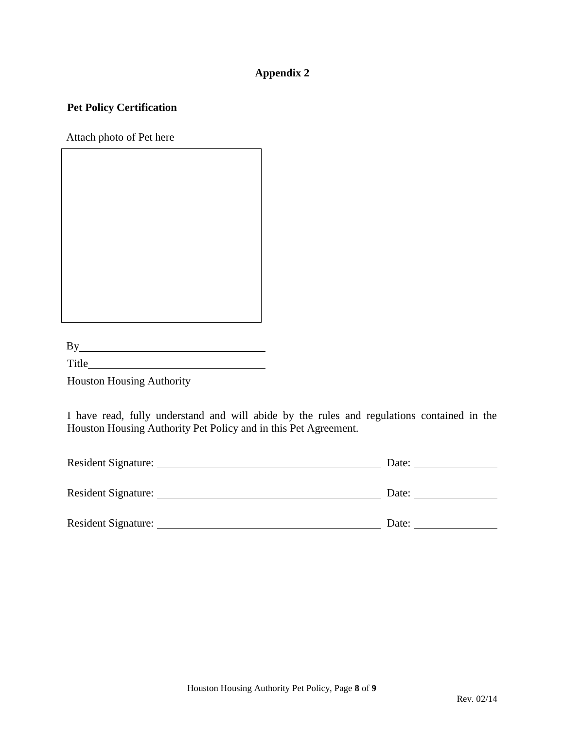# Appendix 2

**Pet Policy Certification**

Attach photo of Pet here

By\_\_\_\_\_\_\_\_\_\_\_\_\_\_\_\_\_\_\_\_\_\_\_\_\_\_\_\_\_\_\_\_

Title\_\_\_\_\_\_\_\_\_\_\_\_\_\_\_\_\_\_\_\_\_\_\_\_\_\_\_\_\_\_

Houston Housing Authority

I have read, fully understand and will abide by the rules and regulations contained in the Houston Housing Authority Pet Policy and in this Pet Agreement.

Resident Signature: \_\_\_\_\_\_\_\_\_\_\_\_\_\_\_\_\_\_\_\_\_\_\_\_\_\_\_\_\_\_\_\_\_\_\_\_\_\_ Date: \_\_\_\_\_\_\_\_\_\_\_\_\_\_

Resident Signature: \_\_\_\_\_\_\_\_\_\_\_\_\_\_\_\_\_\_\_\_\_\_\_\_\_\_\_\_\_\_\_\_\_\_\_\_\_\_ Date: \_\_\_\_\_\_\_\_\_\_\_\_\_\_

Resident Signature: \_\_\_\_\_\_\_\_\_\_\_\_\_\_\_\_\_\_\_\_\_\_\_\_\_\_\_\_\_\_\_\_\_\_\_\_\_\_ Date: \_\_\_\_\_\_\_\_\_\_\_\_\_\_

Rev. 02/14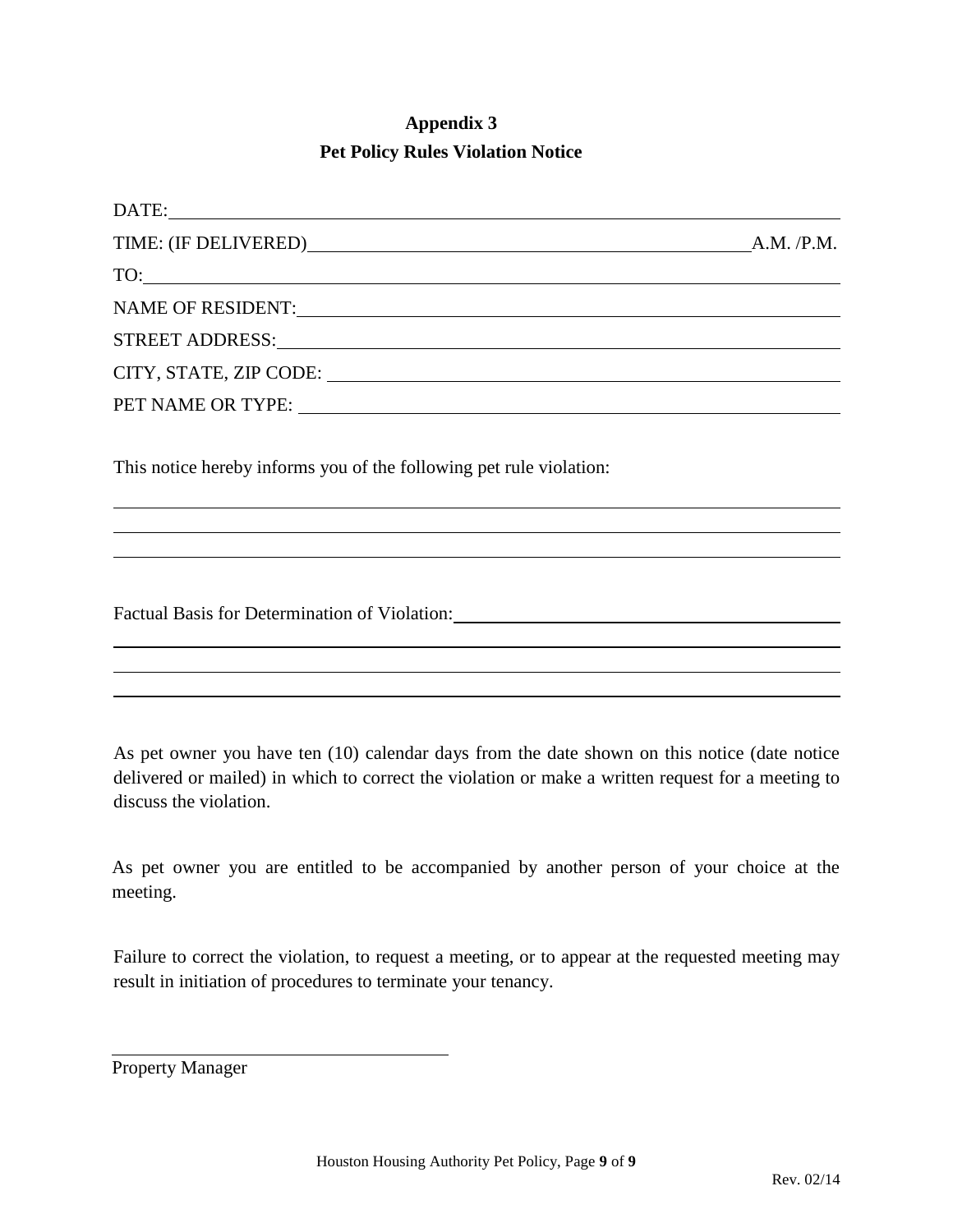## Appendix 3

## Pet Policy Rules Violation Notice

DATE: ______________________________________________

TIME: (IF DELIVERED) ______________________________ A.M. /P.M.

TO: ______________________________________________

NAME OF RESIDENT: ______________________________________

STREET ADDRESS: ________________________________________

CITY, STATE, ZIP CODE: __________________________________

PET NAME OR TYPE: ______________________________________

This notice hereby informs you of the following pet rule violation:

______________________________________________________________

______________________________________________________________

______________________________________________________________

Factual Basis for Determination of Violation: ______________________

______________________________________________________________

______________________________________________________________

______________________________________________________________

As pet owner you have ten (10) calendar days from the date shown on this notice (date notice delivered or mailed) in which to correct the violation or make a written request for a meeting to discuss the violation.

As pet owner you are entitled to be accompanied by another person of your choice at the meeting.

Failure to correct the violation, to request a meeting, or to appear at the requested meeting may result in initiation of procedures to terminate your tenancy.

______________________________

Property Manager

Rev. 02/14